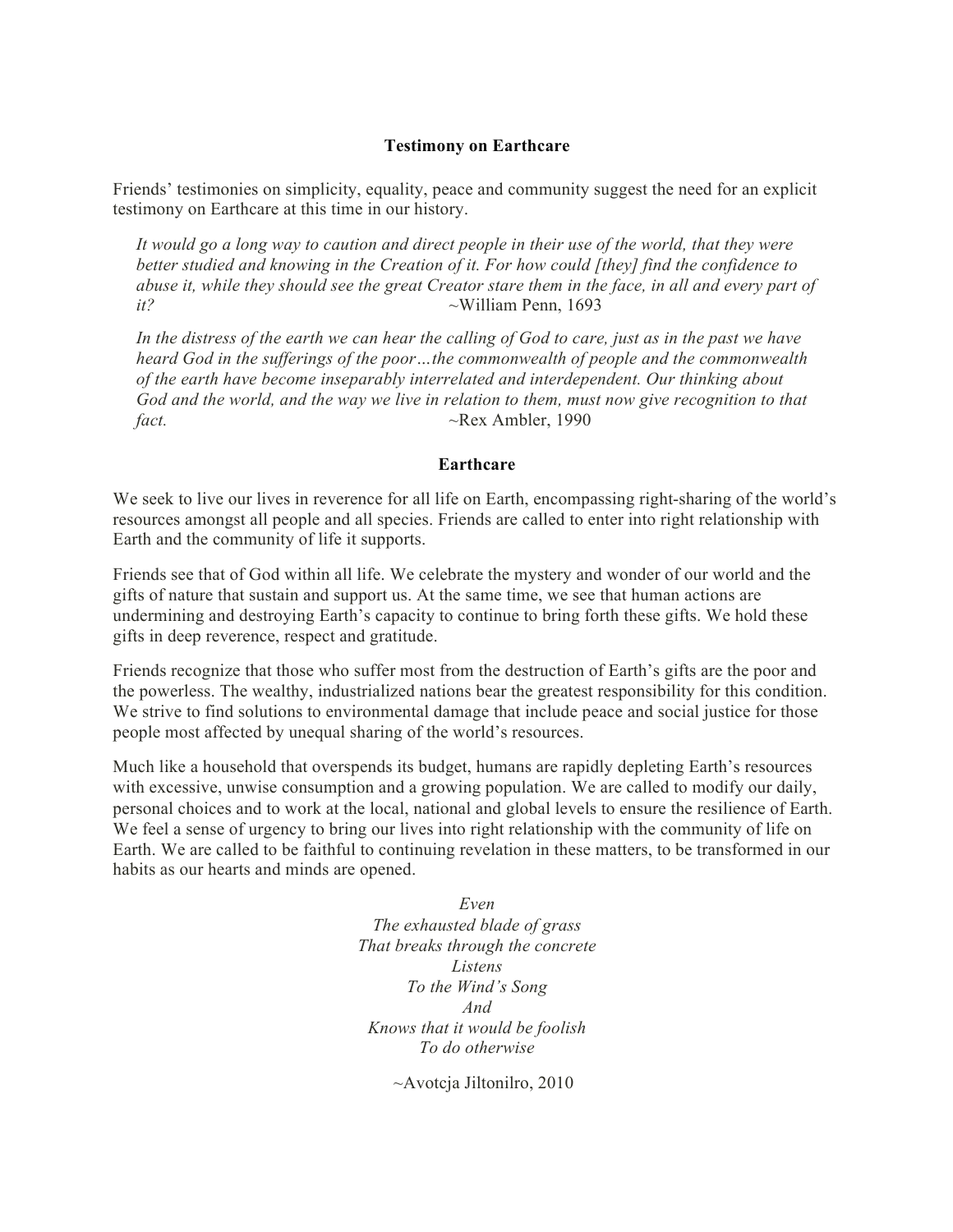## Testimony on Earthcare

Friends' testimonies on simplicity, equality, peace and community suggest the need for an explicit testimony on Earthcare at this time in our history.

> *It would go a long way to caution and direct people in their use of the world, that they were better studied and knowing in the Creation of it. For how could [they] find the confidence to abuse it, while they should see the great Creator stare them in the face, in all and every part of it?* ~William Penn, 1693

> *In the distress of the earth we can hear the calling of God to care, just as in the past we have heard God in the sufferings of the poor…the commonwealth of people and the commonwealth of the earth have become inseparably interrelated and interdependent. Our thinking about God and the world, and the way we live in relation to them, must now give recognition to that fact.* ~Rex Ambler, 1990

## Earthcare

We seek to live our lives in reverence for all life on Earth, encompassing right-sharing of the world's resources amongst all people and all species. Friends are called to enter into right relationship with Earth and the community of life it supports.

Friends see that of God within all life. We celebrate the mystery and wonder of our world and the gifts of nature that sustain and support us. At the same time, we see that human actions are undermining and destroying Earth's capacity to continue to bring forth these gifts. We hold these gifts in deep reverence, respect and gratitude.

Friends recognize that those who suffer most from the destruction of Earth's gifts are the poor and the powerless. The wealthy, industrialized nations bear the greatest responsibility for this condition. We strive to find solutions to environmental damage that include peace and social justice for those people most affected by unequal sharing of the world's resources.

Much like a household that overspends its budget, humans are rapidly depleting Earth's resources with excessive, unwise consumption and a growing population. We are called to modify our daily, personal choices and to work at the local, national and global levels to ensure the resilience of Earth. We feel a sense of urgency to bring our lives into right relationship with the community of life on Earth. We are called to be faithful to continuing revelation in these matters, to be transformed in our habits as our hearts and minds are opened.

*Even*  
*The exhausted blade of grass*  
*That breaks through the concrete*  
*Listens*  
*To the Wind's Song*  
*And*  
*Knows that it would be foolish*  
*To do otherwise*

~Avotcja Jiltonilro, 2010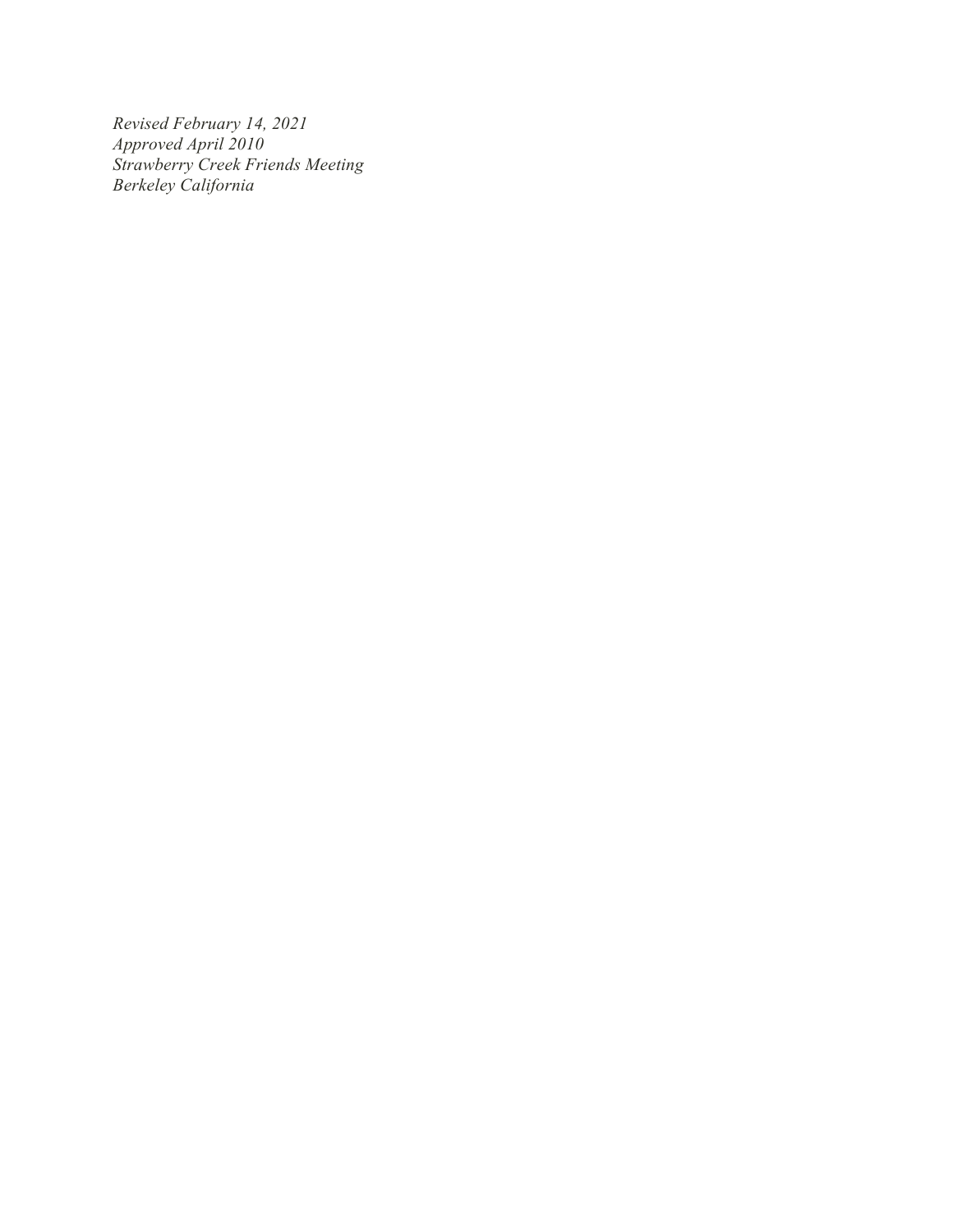*Revised February 14, 2021*
*Approved April 2010*
*Strawberry Creek Friends Meeting*
*Berkeley California*